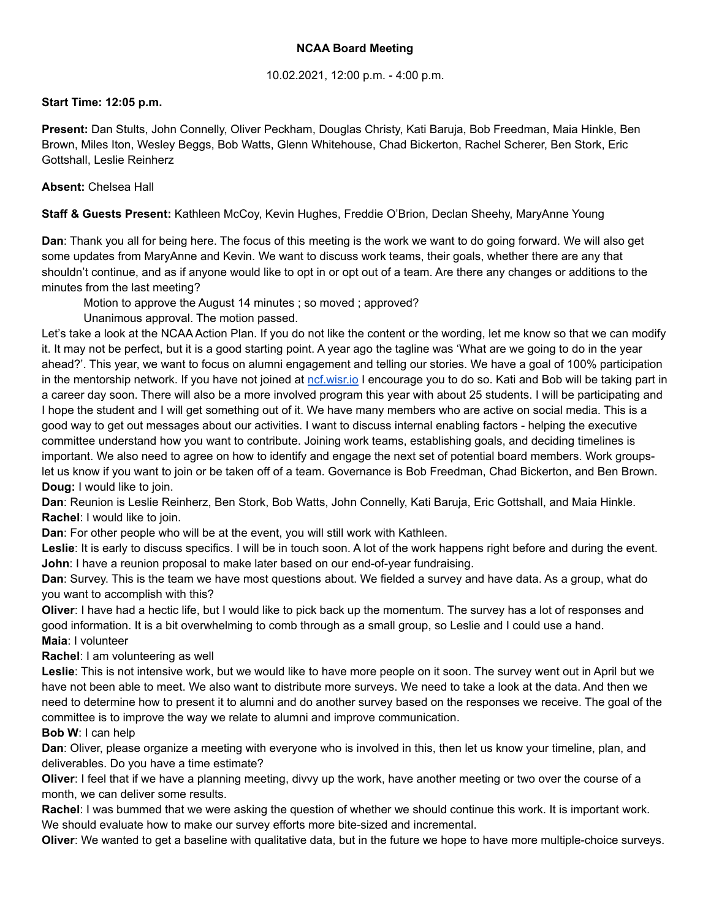**NCAA Board Meeting**

10.02.2021, 12:00 p.m. - 4:00 p.m.

**Start Time: 12:05 p.m.**

**Present:** Dan Stults, John Connelly, Oliver Peckham, Douglas Christy, Kati Baruja, Bob Freedman, Maia Hinkle, Ben Brown, Miles Iton, Wesley Beggs, Bob Watts, Glenn Whitehouse, Chad Bickerton, Rachel Scherer, Ben Stork, Eric Gottshall, Leslie Reinherz

**Absent:** Chelsea Hall

**Staff & Guests Present:** Kathleen McCoy, Kevin Hughes, Freddie O'Brion, Declan Sheehy, MaryAnne Young

**Dan**: Thank you all for being here. The focus of this meeting is the work we want to do going forward. We will also get some updates from MaryAnne and Kevin. We want to discuss work teams, their goals, whether there are any that shouldn't continue, and as if anyone would like to opt in or opt out of a team. Are there any changes or additions to the minutes from the last meeting?

Motion to approve the August 14 minutes ; so moved ; approved?

Unanimous approval. The motion passed.

Let's take a look at the NCAA Action Plan. If you do not like the content or the wording, let me know so that we can modify it. It may not be perfect, but it is a good starting point. A year ago the tagline was 'What are we going to do in the year ahead?'. This year, we want to focus on alumni engagement and telling our stories. We have a goal of 100% participation in the mentorship network. If you have not joined at ncf.wisr.io I encourage you to do so. Kati and Bob will be taking part in a career day soon. There will also be a more involved program this year with about 25 students. I will be participating and I hope the student and I will get something out of it. We have many members who are active on social media. This is a good way to get out messages about our activities. I want to discuss internal enabling factors - helping the executive committee understand how you want to contribute. Joining work teams, establishing goals, and deciding timelines is important. We also need to agree on how to identify and engage the next set of potential board members. Work groups- let us know if you want to join or be taken off of a team. Governance is Bob Freedman, Chad Bickerton, and Ben Brown.

**Doug:** I would like to join.

**Dan**: Reunion is Leslie Reinherz, Ben Stork, Bob Watts, John Connelly, Kati Baruja, Eric Gottshall, and Maia Hinkle.

**Rachel**: I would like to join.

**Dan**: For other people who will be at the event, you will still work with Kathleen.

**Leslie**: It is early to discuss specifics. I will be in touch soon. A lot of the work happens right before and during the event.

**John**: I have a reunion proposal to make later based on our end-of-year fundraising.

**Dan**: Survey. This is the team we have most questions about. We fielded a survey and have data. As a group, what do you want to accomplish with this?

**Oliver**: I have had a hectic life, but I would like to pick back up the momentum. The survey has a lot of responses and good information. It is a bit overwhelming to comb through as a small group, so Leslie and I could use a hand.

**Maia**: I volunteer

**Rachel**: I am volunteering as well

**Leslie**: This is not intensive work, but we would like to have more people on it soon. The survey went out in April but we have not been able to meet. We also want to distribute more surveys. We need to take a look at the data. And then we need to determine how to present it to alumni and do another survey based on the responses we receive. The goal of the committee is to improve the way we relate to alumni and improve communication.

**Bob W**: I can help

**Dan**: Oliver, please organize a meeting with everyone who is involved in this, then let us know your timeline, plan, and deliverables. Do you have a time estimate?

**Oliver**: I feel that if we have a planning meeting, divvy up the work, have another meeting or two over the course of a month, we can deliver some results.

**Rachel**: I was bummed that we were asking the question of whether we should continue this work. It is important work. We should evaluate how to make our survey efforts more bite-sized and incremental.

**Oliver**: We wanted to get a baseline with qualitative data, but in the future we hope to have more multiple-choice surveys.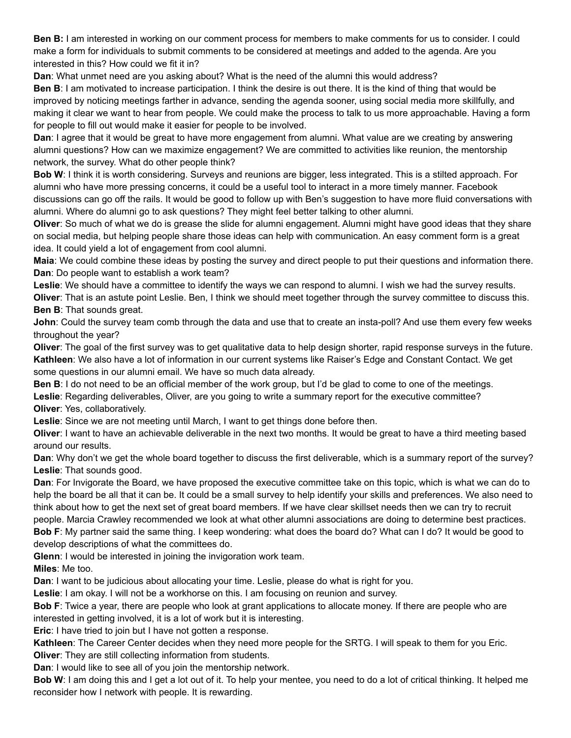**Ben B:** I am interested in working on our comment process for members to make comments for us to consider. I could make a form for individuals to submit comments to be considered at meetings and added to the agenda. Are you interested in this? How could we fit it in?

**Dan**: What unmet need are you asking about? What is the need of the alumni this would address?

**Ben B**: I am motivated to increase participation. I think the desire is out there. It is the kind of thing that would be improved by noticing meetings farther in advance, sending the agenda sooner, using social media more skillfully, and making it clear we want to hear from people. We could make the process to talk to us more approachable. Having a form for people to fill out would make it easier for people to be involved.

**Dan**: I agree that it would be great to have more engagement from alumni. What value are we creating by answering alumni questions? How can we maximize engagement? We are committed to activities like reunion, the mentorship network, the survey. What do other people think?

**Bob W**: I think it is worth considering. Surveys and reunions are bigger, less integrated. This is a stilted approach. For alumni who have more pressing concerns, it could be a useful tool to interact in a more timely manner. Facebook discussions can go off the rails. It would be good to follow up with Ben's suggestion to have more fluid conversations with alumni. Where do alumni go to ask questions? They might feel better talking to other alumni.

**Oliver**: So much of what we do is grease the slide for alumni engagement. Alumni might have good ideas that they share on social media, but helping people share those ideas can help with communication. An easy comment form is a great idea. It could yield a lot of engagement from cool alumni.

**Maia**: We could combine these ideas by posting the survey and direct people to put their questions and information there.

**Dan**: Do people want to establish a work team?

**Leslie**: We should have a committee to identify the ways we can respond to alumni. I wish we had the survey results.

**Oliver**: That is an astute point Leslie. Ben, I think we should meet together through the survey committee to discuss this.

**Ben B**: That sounds great.

**John**: Could the survey team comb through the data and use that to create an insta-poll? And use them every few weeks throughout the year?

**Oliver**: The goal of the first survey was to get qualitative data to help design shorter, rapid response surveys in the future.

**Kathleen**: We also have a lot of information in our current systems like Raiser's Edge and Constant Contact. We get some questions in our alumni email. We have so much data already.

**Ben B**: I do not need to be an official member of the work group, but I'd be glad to come to one of the meetings.

**Leslie**: Regarding deliverables, Oliver, are you going to write a summary report for the executive committee?

**Oliver**: Yes, collaboratively.

**Leslie**: Since we are not meeting until March, I want to get things done before then.

**Oliver**: I want to have an achievable deliverable in the next two months. It would be great to have a third meeting based around our results.

**Dan**: Why don't we get the whole board together to discuss the first deliverable, which is a summary report of the survey?

**Leslie**: That sounds good.

**Dan**: For Invigorate the Board, we have proposed the executive committee take on this topic, which is what we can do to help the board be all that it can be. It could be a small survey to help identify your skills and preferences. We also need to think about how to get the next set of great board members. If we have clear skillset needs then we can try to recruit people. Marcia Crawley recommended we look at what other alumni associations are doing to determine best practices.

**Bob F**: My partner said the same thing. I keep wondering: what does the board do? What can I do? It would be good to develop descriptions of what the committees do.

**Glenn**: I would be interested in joining the invigoration work team.

**Miles**: Me too.

**Dan**: I want to be judicious about allocating your time. Leslie, please do what is right for you.

**Leslie**: I am okay. I will not be a workhorse on this. I am focusing on reunion and survey.

**Bob F**: Twice a year, there are people who look at grant applications to allocate money. If there are people who are interested in getting involved, it is a lot of work but it is interesting.

**Eric**: I have tried to join but I have not gotten a response.

**Kathleen**: The Career Center decides when they need more people for the SRTG. I will speak to them for you Eric.

**Oliver**: They are still collecting information from students.

**Dan**: I would like to see all of you join the mentorship network.

**Bob W**: I am doing this and I get a lot out of it. To help your mentee, you need to do a lot of critical thinking. It helped me reconsider how I network with people. It is rewarding.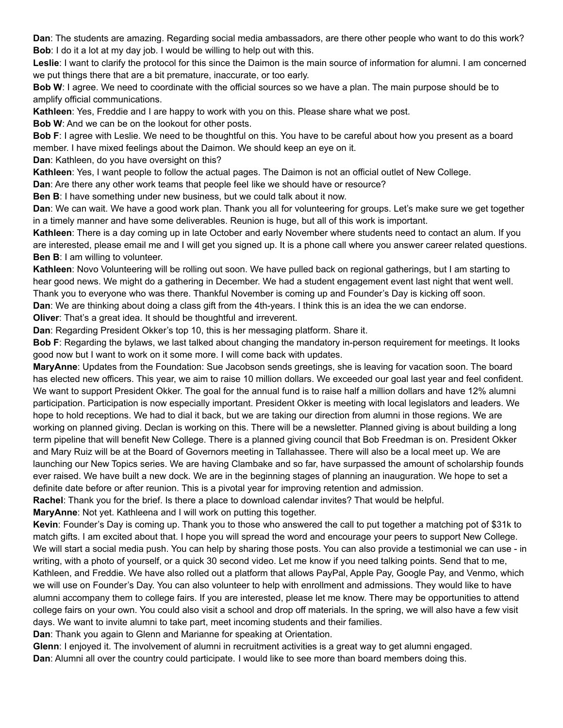**Dan**: The students are amazing. Regarding social media ambassadors, are there other people who want to do this work?

**Bob**: I do it a lot at my day job. I would be willing to help out with this.

**Leslie**: I want to clarify the protocol for this since the Daimon is the main source of information for alumni. I am concerned we put things there that are a bit premature, inaccurate, or too early.

**Bob W**: I agree. We need to coordinate with the official sources so we have a plan. The main purpose should be to amplify official communications.

**Kathleen**: Yes, Freddie and I are happy to work with you on this. Please share what we post.

**Bob W**: And we can be on the lookout for other posts.

**Bob F**: I agree with Leslie. We need to be thoughtful on this. You have to be careful about how you present as a board member. I have mixed feelings about the Daimon. We should keep an eye on it.

**Dan**: Kathleen, do you have oversight on this?

**Kathleen**: Yes, I want people to follow the actual pages. The Daimon is not an official outlet of New College.

**Dan**: Are there any other work teams that people feel like we should have or resource?

**Ben B**: I have something under new business, but we could talk about it now.

**Dan**: We can wait. We have a good work plan. Thank you all for volunteering for groups. Let's make sure we get together in a timely manner and have some deliverables. Reunion is huge, but all of this work is important.

**Kathleen**: There is a day coming up in late October and early November where students need to contact an alum. If you are interested, please email me and I will get you signed up. It is a phone call where you answer career related questions.

**Ben B**: I am willing to volunteer.

**Kathleen**: Novo Volunteering will be rolling out soon. We have pulled back on regional gatherings, but I am starting to hear good news. We might do a gathering in December. We had a student engagement event last night that went well. Thank you to everyone who was there. Thankful November is coming up and Founder's Day is kicking off soon.

**Dan**: We are thinking about doing a class gift from the 4th-years. I think this is an idea the we can endorse.

**Oliver**: That's a great idea. It should be thoughtful and irreverent.

**Dan**: Regarding President Okker's top 10, this is her messaging platform. Share it.

**Bob F**: Regarding the bylaws, we last talked about changing the mandatory in-person requirement for meetings. It looks good now but I want to work on it some more. I will come back with updates.

**MaryAnne**: Updates from the Foundation: Sue Jacobson sends greetings, she is leaving for vacation soon. The board has elected new officers. This year, we aim to raise 10 million dollars. We exceeded our goal last year and feel confident. We want to support President Okker. The goal for the annual fund is to raise half a million dollars and have 12% alumni participation. Participation is now especially important. President Okker is meeting with local legislators and leaders. We hope to hold receptions. We had to dial it back, but we are taking our direction from alumni in those regions. We are working on planned giving. Declan is working on this. There will be a newsletter. Planned giving is about building a long term pipeline that will benefit New College. There is a planned giving council that Bob Freedman is on. President Okker and Mary Ruiz will be at the Board of Governors meeting in Tallahassee. There will also be a local meet up. We are launching our New Topics series. We are having Clambake and so far, have surpassed the amount of scholarship founds ever raised. We have built a new dock. We are in the beginning stages of planning an inauguration. We hope to set a definite date before or after reunion. This is a pivotal year for improving retention and admission.

**Rachel**: Thank you for the brief. Is there a place to download calendar invites? That would be helpful.

**MaryAnne**: Not yet. Kathleena and I will work on putting this together.

**Kevin**: Founder's Day is coming up. Thank you to those who answered the call to put together a matching pot of $31k to match gifts. I am excited about that. I hope you will spread the word and encourage your peers to support New College. We will start a social media push. You can help by sharing those posts. You can also provide a testimonial we can use - in writing, with a photo of yourself, or a quick 30 second video. Let me know if you need talking points. Send that to me, Kathleen, and Freddie. We have also rolled out a platform that allows PayPal, Apple Pay, Google Pay, and Venmo, which we will use on Founder's Day. You can also volunteer to help with enrollment and admissions. They would like to have alumni accompany them to college fairs. If you are interested, please let me know. There may be opportunities to attend college fairs on your own. You could also visit a school and drop off materials. In the spring, we will also have a few visit days. We want to invite alumni to take part, meet incoming students and their families.

**Dan**: Thank you again to Glenn and Marianne for speaking at Orientation.

**Glenn**: I enjoyed it. The involvement of alumni in recruitment activities is a great way to get alumni engaged.

**Dan**: Alumni all over the country could participate. I would like to see more than board members doing this.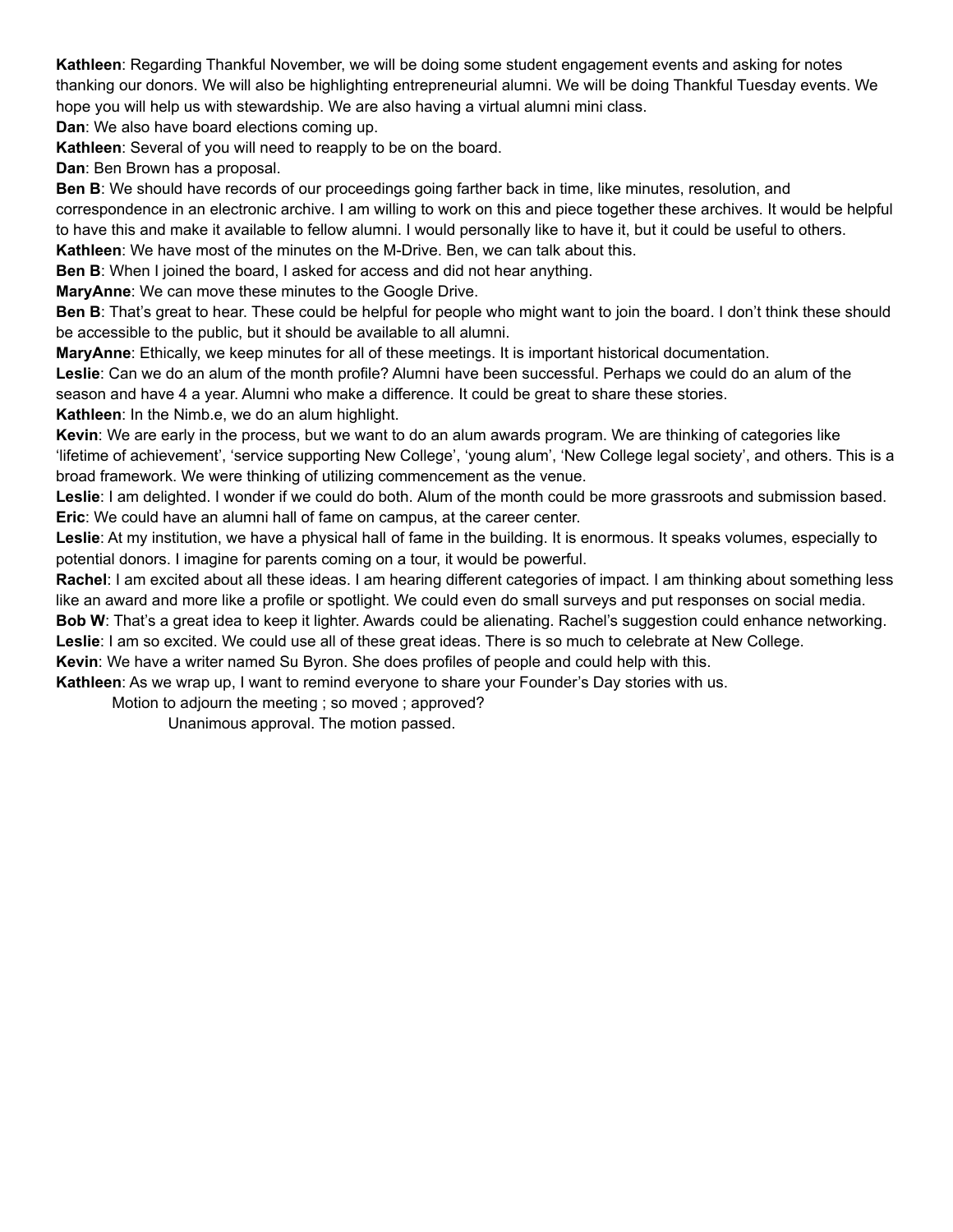**Kathleen**: Regarding Thankful November, we will be doing some student engagement events and asking for notes thanking our donors. We will also be highlighting entrepreneurial alumni. We will be doing Thankful Tuesday events. We hope you will help us with stewardship. We are also having a virtual alumni mini class.

**Dan**: We also have board elections coming up.

**Kathleen**: Several of you will need to reapply to be on the board.

**Dan**: Ben Brown has a proposal.

**Ben B**: We should have records of our proceedings going farther back in time, like minutes, resolution, and correspondence in an electronic archive. I am willing to work on this and piece together these archives. It would be helpful to have this and make it available to fellow alumni. I would personally like to have it, but it could be useful to others.

**Kathleen**: We have most of the minutes on the M-Drive. Ben, we can talk about this.

**Ben B**: When I joined the board, I asked for access and did not hear anything.

**MaryAnne**: We can move these minutes to the Google Drive.

**Ben B**: That's great to hear. These could be helpful for people who might want to join the board. I don't think these should be accessible to the public, but it should be available to all alumni.

**MaryAnne**: Ethically, we keep minutes for all of these meetings. It is important historical documentation.

**Leslie**: Can we do an alum of the month profile? Alumni have been successful. Perhaps we could do an alum of the season and have 4 a year. Alumni who make a difference. It could be great to share these stories.

**Kathleen**: In the Nimb.e, we do an alum highlight.

**Kevin**: We are early in the process, but we want to do an alum awards program. We are thinking of categories like 'lifetime of achievement', 'service supporting New College', 'young alum', 'New College legal society', and others. This is a broad framework. We were thinking of utilizing commencement as the venue.

**Leslie**: I am delighted. I wonder if we could do both. Alum of the month could be more grassroots and submission based.

**Eric**: We could have an alumni hall of fame on campus, at the career center.

**Leslie**: At my institution, we have a physical hall of fame in the building. It is enormous. It speaks volumes, especially to potential donors. I imagine for parents coming on a tour, it would be powerful.

**Rachel**: I am excited about all these ideas. I am hearing different categories of impact. I am thinking about something less like an award and more like a profile or spotlight. We could even do small surveys and put responses on social media.

**Bob W**: That's a great idea to keep it lighter. Awards could be alienating. Rachel's suggestion could enhance networking.

**Leslie**: I am so excited. We could use all of these great ideas. There is so much to celebrate at New College.

**Kevin**: We have a writer named Su Byron. She does profiles of people and could help with this.

**Kathleen**: As we wrap up, I want to remind everyone to share your Founder's Day stories with us.

Motion to adjourn the meeting ; so moved ; approved?

Unanimous approval. The motion passed.